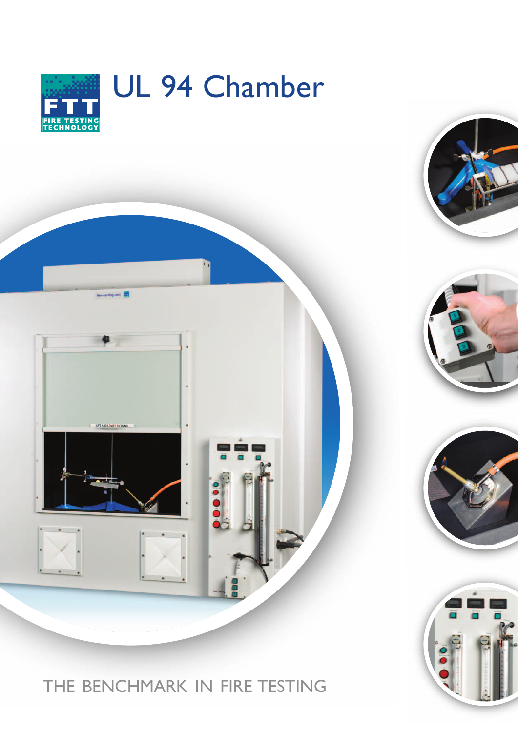# UL 94 Chamber

THE BENCHMARK IN FIRE TESTING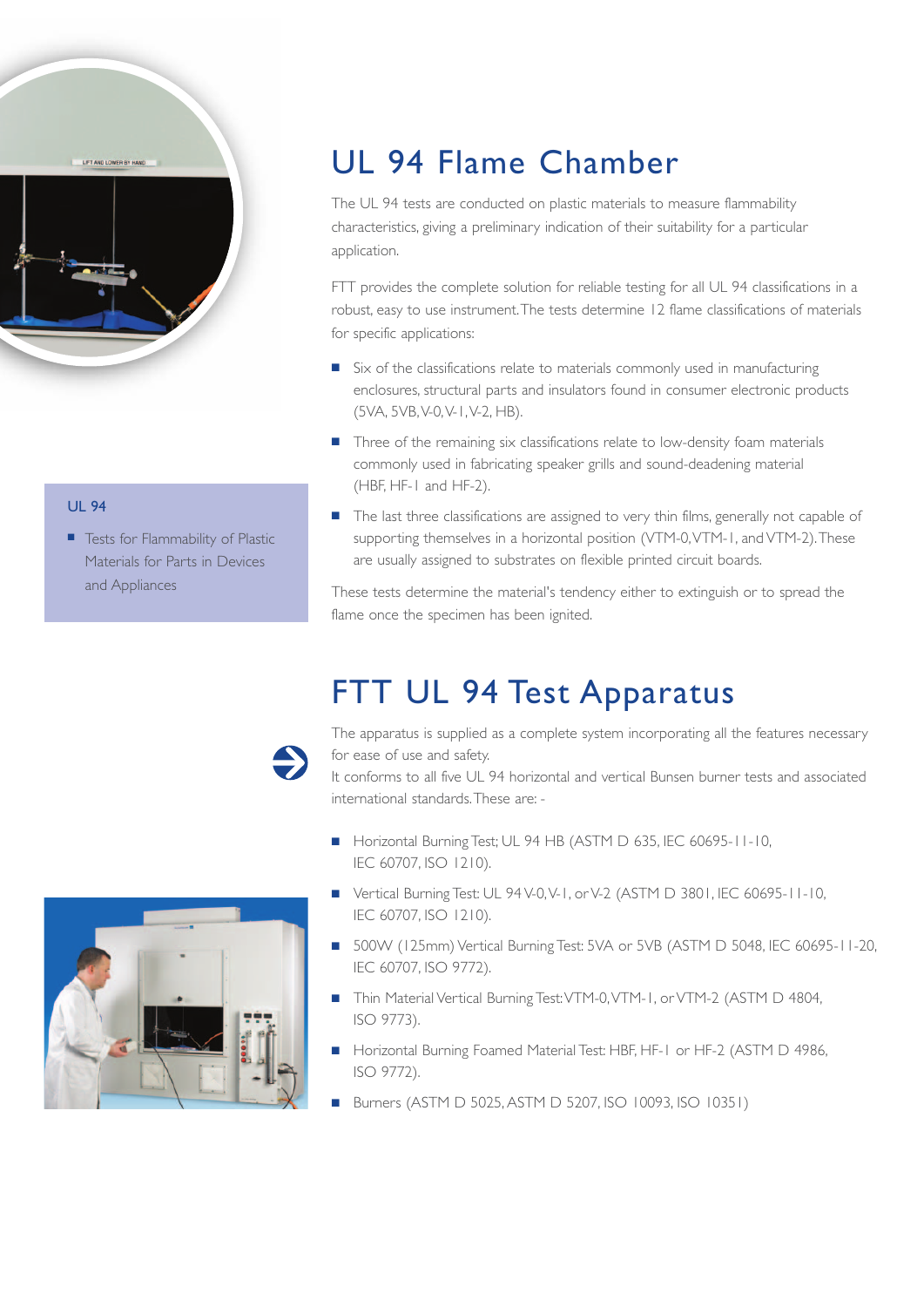# UL 94 Flame Chamber

The UL 94 tests are conducted on plastic materials to measure flammability characteristics, giving a preliminary indication of their suitability for a particular application.

FTT provides the complete solution for reliable testing for all UL 94 classifications in a robust, easy to use instrument. The tests determine 12 flame classifications of materials for specific applications:

- Six of the classifications relate to materials commonly used in manufacturing enclosures, structural parts and insulators found in consumer electronic products (5VA, 5VB, V-0, V-1, V-2, HB).
- Three of the remaining six classifications relate to low-density foam materials commonly used in fabricating speaker grills and sound-deadening material (HBF, HF-1 and HF-2).
- The last three classifications are assigned to very thin films, generally not capable of supporting themselves in a horizontal position (VTM-0, VTM-1, and VTM-2). These are usually assigned to substrates on flexible printed circuit boards.

These tests determine the material's tendency either to extinguish or to spread the flame once the specimen has been ignited.

**UL 94**

- Tests for Flammability of Plastic Materials for Parts in Devices and Appliances

# FTT UL 94 Test Apparatus

The apparatus is supplied as a complete system incorporating all the features necessary for ease of use and safety.
It conforms to all five UL 94 horizontal and vertical Bunsen burner tests and associated international standards. These are: -

- Horizontal Burning Test; UL 94 HB (ASTM D 635, IEC 60695-11-10, IEC 60707, ISO 1210).
- Vertical Burning Test: UL 94 V-0, V-1, or V-2 (ASTM D 3801, IEC 60695-11-10, IEC 60707, ISO 1210).
- 500W (125mm) Vertical Burning Test: 5VA or 5VB (ASTM D 5048, IEC 60695-11-20, IEC 60707, ISO 9772).
- Thin Material Vertical Burning Test: VTM-0, VTM-1, or VTM-2 (ASTM D 4804, ISO 9773).
- Horizontal Burning Foamed Material Test: HBF, HF-1 or HF-2 (ASTM D 4986, ISO 9772).
- Burners (ASTM D 5025, ASTM D 5207, ISO 10093, ISO 10351)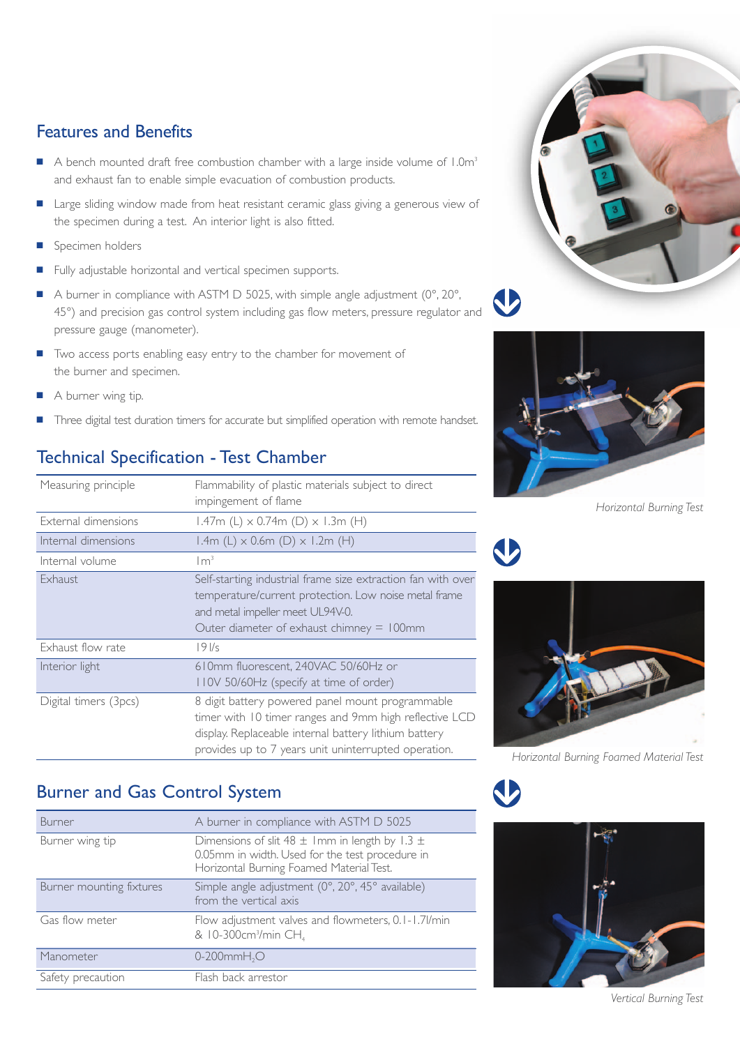## Features and Benefits

- A bench mounted draft free combustion chamber with a large inside volume of 1.0m³ and exhaust fan to enable simple evacuation of combustion products.
- Large sliding window made from heat resistant ceramic glass giving a generous view of the specimen during a test. An interior light is also fitted.
- Specimen holders
- Fully adjustable horizontal and vertical specimen supports.
- A burner in compliance with ASTM D 5025, with simple angle adjustment (0°, 20°, 45°) and precision gas control system including gas flow meters, pressure regulator and pressure gauge (manometer).
- Two access ports enabling easy entry to the chamber for movement of the burner and specimen.
- A burner wing tip.
- Three digital test duration timers for accurate but simplified operation with remote handset.

## Technical Specification - Test Chamber

| | |
|---|---|
| Measuring principle | Flammability of plastic materials subject to direct impingement of flame |
| External dimensions | 1.47m (L) x 0.74m (D) x 1.3m (H) |
| Internal dimensions | 1.4m (L) x 0.6m (D) x 1.2m (H) |
| Internal volume | 1m³ |
| Exhaust | Self-starting industrial frame size extraction fan with over temperature/current protection. Low noise metal frame and metal impeller meet UL94V-0. Outer diameter of exhaust chimney = 100mm |
| Exhaust flow rate | 19 l/s |
| Interior light | 610mm fluorescent, 240VAC 50/60Hz or 110V 50/60Hz (specify at time of order) |
| Digital timers (3pcs) | 8 digit battery powered panel mount programmable timer with 10 timer ranges and 9mm high reflective LCD display. Replaceable internal battery lithium battery provides up to 7 years unit uninterrupted operation. |

## Burner and Gas Control System

| | |
|---|---|
| Burner | A burner in compliance with ASTM D 5025 |
| Burner wing tip | Dimensions of slit 48 ± 1mm in length by 1.3 ± 0.05mm in width. Used for the test procedure in Horizontal Burning Foamed Material Test. |
| Burner mounting fixtures | Simple angle adjustment (0°, 20°, 45° available) from the vertical axis |
| Gas flow meter | Flow adjustment valves and flowmeters, 0.1-1.7l/min & 10-300cm³/min $CH_4$ |
| Manometer | 0-200mm$H_2O$ |
| Safety precaution | Flash back arrestor |

*Horizontal Burning Test*

*Horizontal Burning Foamed Material Test*

*Vertical Burning Test*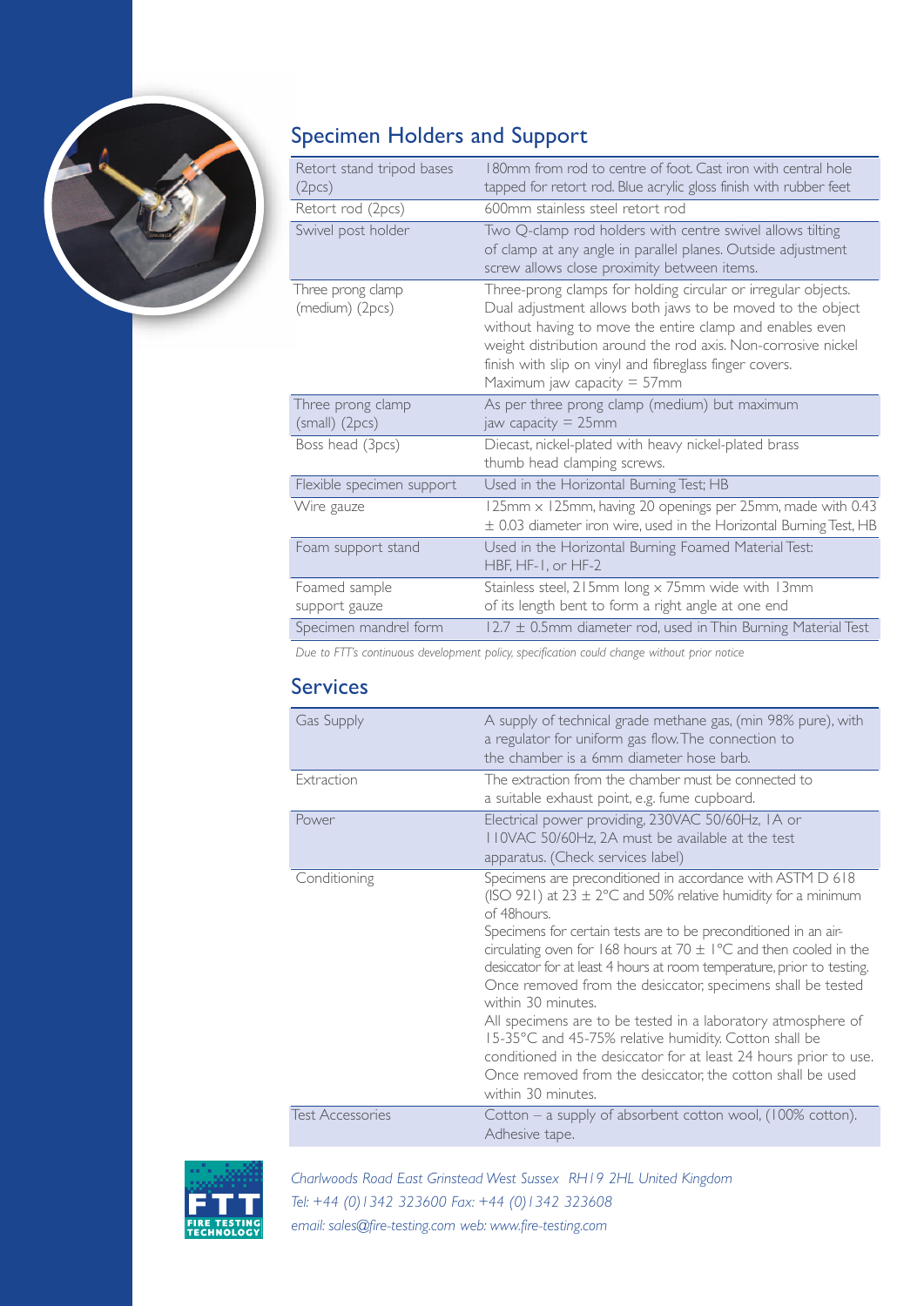## Specimen Holders and Support

| | |
|---|---|
| Retort stand tripod bases (2pcs) | 180mm from rod to centre of foot. Cast iron with central hole tapped for retort rod. Blue acrylic gloss finish with rubber feet |
| Retort rod (2pcs) | 600mm stainless steel retort rod |
| Swivel post holder | Two Q-clamp rod holders with centre swivel allows tilting of clamp at any angle in parallel planes. Outside adjustment screw allows close proximity between items. |
| Three prong clamp (medium) (2pcs) | Three-prong clamps for holding circular or irregular objects. Dual adjustment allows both jaws to be moved to the object without having to move the entire clamp and enables even weight distribution around the rod axis. Non-corrosive nickel finish with slip on vinyl and fibreglass finger covers. Maximum jaw capacity = 57mm |
| Three prong clamp (small) (2pcs) | As per three prong clamp (medium) but maximum jaw capacity = 25mm |
| Boss head (3pcs) | Diecast, nickel-plated with heavy nickel-plated brass thumb head clamping screws. |
| Flexible specimen support | Used in the Horizontal Burning Test; HB |
| Wire gauze | 125mm x 125mm, having 20 openings per 25mm, made with 0.43 ± 0.03 diameter iron wire, used in the Horizontal Burning Test, HB |
| Foam support stand | Used in the Horizontal Burning Foamed Material Test: HBF, HF-1, or HF-2 |
| Foamed sample support gauze | Stainless steel, 215mm long x 75mm wide with 13mm of its length bent to form a right angle at one end |
| Specimen mandrel form | 12.7 ± 0.5mm diameter rod, used in Thin Burning Material Test |

*Due to FTT's continuous development policy, specification could change without prior notice*

## Services

| | |
|---|---|
| Gas Supply | A supply of technical grade methane gas, (min 98% pure), with a regulator for uniform gas flow. The connection to the chamber is a 6mm diameter hose barb. |
| Extraction | The extraction from the chamber must be connected to a suitable exhaust point, e.g. fume cupboard. |
| Power | Electrical power providing, 230VAC 50/60Hz, 1A or 110VAC 50/60Hz, 2A must be available at the test apparatus. (Check services label) |
| Conditioning | Specimens are preconditioned in accordance with ASTM D 618 (ISO 921) at 23 ± 2°C and 50% relative humidity for a minimum of 48hours. Specimens for certain tests are to be preconditioned in an air-circulating oven for 168 hours at 70 ± 1°C and then cooled in the desiccator for at least 4 hours at room temperature, prior to testing. Once removed from the desiccator, specimens shall be tested within 30 minutes. All specimens are to be tested in a laboratory atmosphere of 15-35°C and 45-75% relative humidity. Cotton shall be conditioned in the desiccator for at least 24 hours prior to use. Once removed from the desiccator, the cotton shall be used within 30 minutes. |
| Test Accessories | Cotton – a supply of absorbent cotton wool, (100% cotton). Adhesive tape. |

FTT FIRE TESTING TECHNOLOGY

*Charlwoods Road East Grinstead West Sussex RH19 2HL United Kingdom*
*Tel: +44 (0)1342 323600 Fax: +44 (0)1342 323608*
*email: sales@fire-testing.com web: www.fire-testing.com*